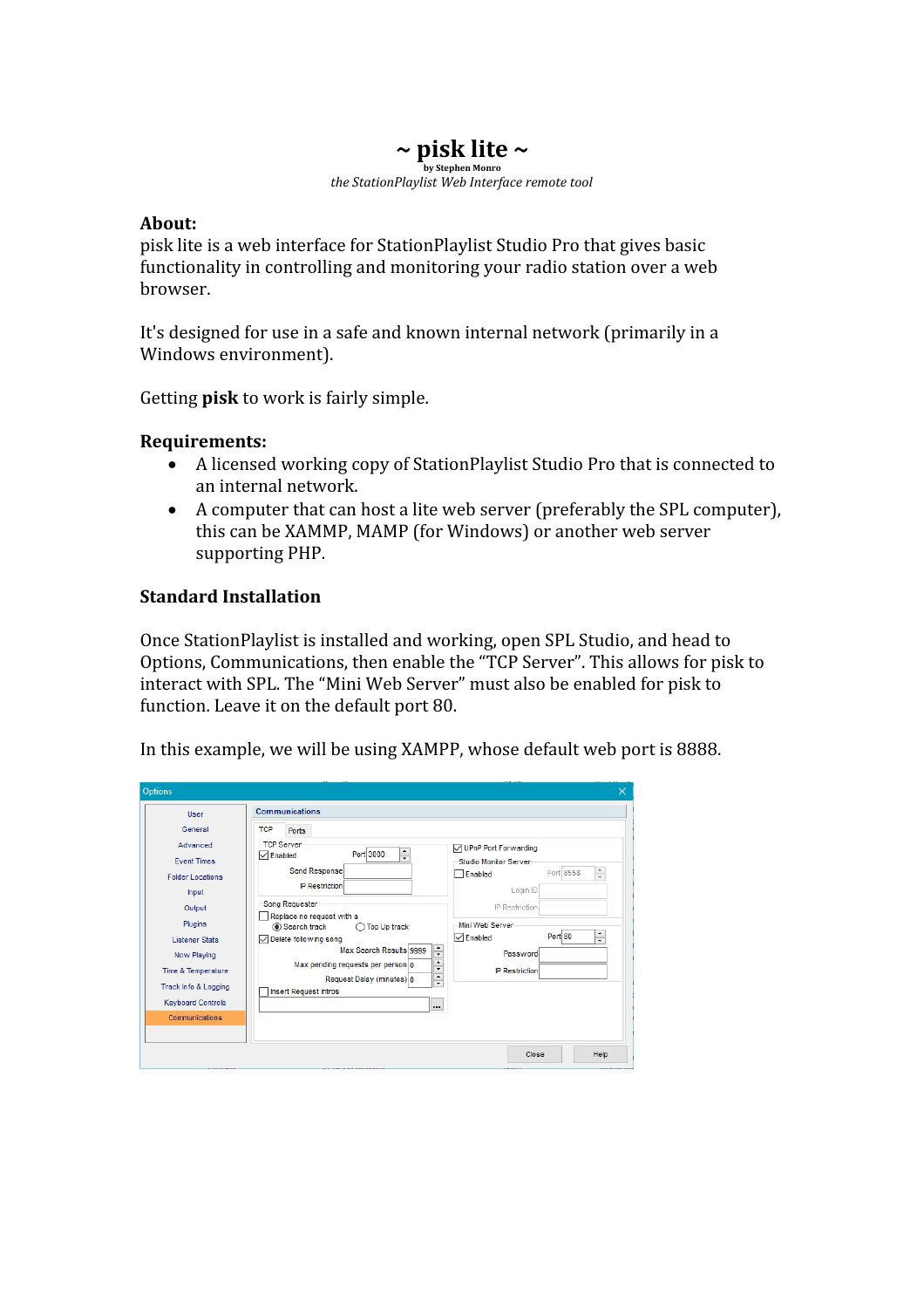# ~ pisk lite ~

**by Stephen Monro**

*the StationPlaylist Web Interface remote tool*

## About:

pisk lite is a web interface for StationPlaylist Studio Pro that gives basic functionality in controlling and monitoring your radio station over a web browser.

It's designed for use in a safe and known internal network (primarily in a Windows environment).

Getting **pisk** to work is fairly simple.

## Requirements:

- A licensed working copy of StationPlaylist Studio Pro that is connected to an internal network.
- A computer that can host a lite web server (preferably the SPL computer), this can be XAMMP, MAMP (for Windows) or another web server supporting PHP.

## Standard Installation

Once StationPlaylist is installed and working, open SPL Studio, and head to Options, Communications, then enable the "TCP Server". This allows for pisk to interact with SPL. The "Mini Web Server" must also be enabled for pisk to function. Leave it on the default port 80.

In this example, we will be using XAMPP, whose default web port is 8888.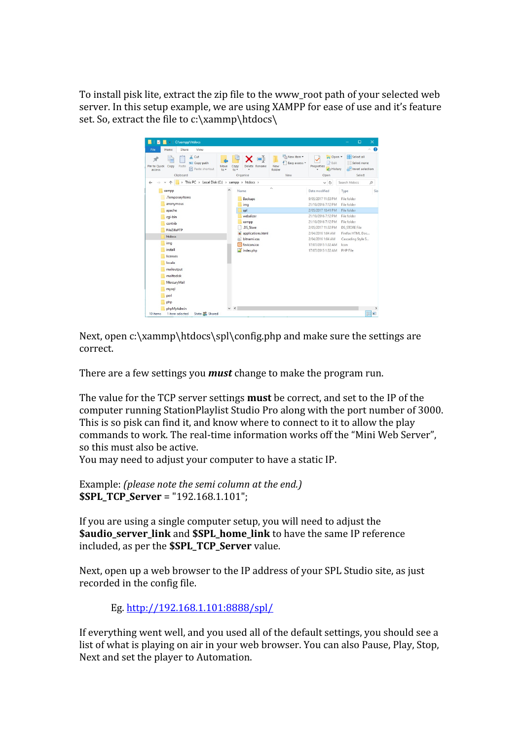To install pisk lite, extract the zip file to the www_root path of your selected web server. In this setup example, we are using XAMPP for ease of use and it's feature set. So, extract the file to c:\xammp\htdocs\

Next, open c:\xammp\htdocs\spl\config.php and make sure the settings are correct.

There are a few settings you ***must*** change to make the program run.

The value for the TCP server settings **must** be correct, and set to the IP of the computer running StationPlaylist Studio Pro along with the port number of 3000. This is so pisk can find it, and know where to connect to it to allow the play commands to work. The real-time information works off the "Mini Web Server", so this must also be active.
You may need to adjust your computer to have a static IP.

Example: *(please note the semi column at the end.)*
**$SPL_TCP_Server** = "192.168.1.101";

If you are using a single computer setup, you will need to adjust the **$audio_server_link** and **$SPL_home_link** to have the same IP reference included, as per the **$SPL_TCP_Server** value.

Next, open up a web browser to the IP address of your SPL Studio site, as just recorded in the config file.

Eg. http://192.168.1.101:8888/spl/

If everything went well, and you used all of the default settings, you should see a list of what is playing on air in your web browser. You can also Pause, Play, Stop, Next and set the player to Automation.